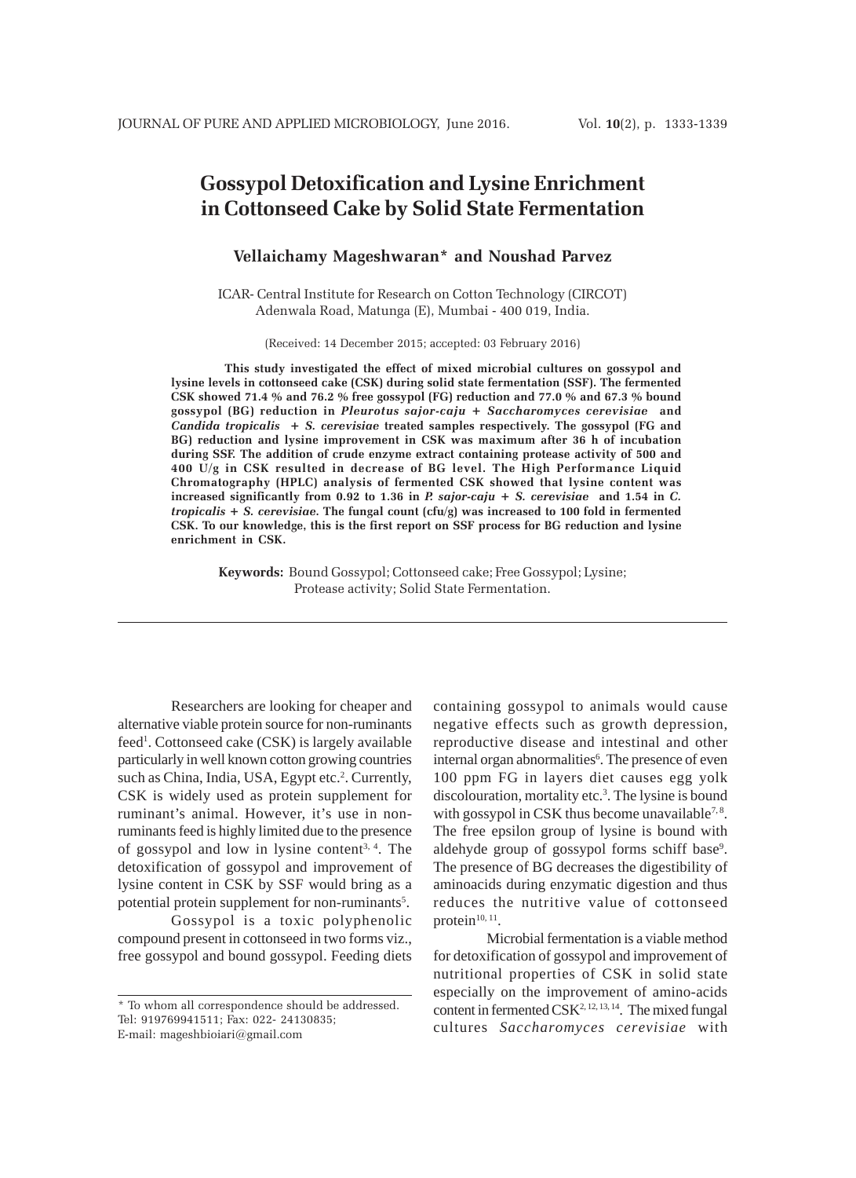# Gossypol Detoxification and Lysine Enrichment in Cottonseed Cake by Solid State Fermentation

**Vellaichamy Mageshwaran* and Noushad Parvez**

ICAR- Central Institute for Research on Cotton Technology (CIRCOT)
Adenwala Road, Matunga (E), Mumbai - 400 019, India.

(Received: 14 December 2015; accepted: 03 February 2016)

**This study investigated the effect of mixed microbial cultures on gossypol and lysine levels in cottonseed cake (CSK) during solid state fermentation (SSF). The fermented CSK showed 71.4 % and 76.2 % free gossypol (FG) reduction and 77.0 % and 67.3 % bound gossypol (BG) reduction in *Pleurotus sajor-caju + Saccharomyces cerevisiae* and *Candida tropicalis + S. cerevisiae* treated samples respectively. The gossypol (FG and BG) reduction and lysine improvement in CSK was maximum after 36 h of incubation during SSF. The addition of crude enzyme extract containing protease activity of 500 and 400 U/g in CSK resulted in decrease of BG level. The High Performance Liquid Chromatography (HPLC) analysis of fermented CSK showed that lysine content was increased significantly from 0.92 to 1.36 in *P. sajor-caju + S. cerevisiae* and 1.54 in *C. tropicalis + S. cerevisiae*. The fungal count (cfu/g) was increased to 100 fold in fermented CSK. To our knowledge, this is the first report on SSF process for BG reduction and lysine enrichment in CSK.**

**Keywords:** Bound Gossypol; Cottonseed cake; Free Gossypol; Lysine; Protease activity; Solid State Fermentation.

---

Researchers are looking for cheaper and alternative viable protein source for non-ruminants feed[1]. Cottonseed cake (CSK) is largely available particularly in well known cotton growing countries such as China, India, USA, Egypt etc.[2]. Currently, CSK is widely used as protein supplement for ruminant's animal. However, it's use in non-ruminants feed is highly limited due to the presence of gossypol and low in lysine content[3, 4]. The detoxification of gossypol and improvement of lysine content in CSK by SSF would bring as a potential protein supplement for non-ruminants[5].

Gossypol is a toxic polyphenolic compound present in cottonseed in two forms viz., free gossypol and bound gossypol. Feeding diets containing gossypol to animals would cause negative effects such as growth depression, reproductive disease and intestinal and other internal organ abnormalities[6]. The presence of even 100 ppm FG in layers diet causes egg yolk discolouration, mortality etc.[3]. The lysine is bound with gossypol in CSK thus become unavailable[7, 8]. The free epsilon group of lysine is bound with aldehyde group of gossypol forms schiff base[9]. The presence of BG decreases the digestibility of aminoacids during enzymatic digestion and thus reduces the nutritive value of cottonseed protein[10, 11].

Microbial fermentation is a viable method for detoxification of gossypol and improvement of nutritional properties of CSK in solid state especially on the improvement of amino-acids content in fermented CSK[2, 12, 13, 14]. The mixed fungal cultures *Saccharomyces cerevisiae* with

---

\* To whom all correspondence should be addressed.
Tel: 919769941511; Fax: 022- 24130835;
E-mail: mageshbioiari@gmail.com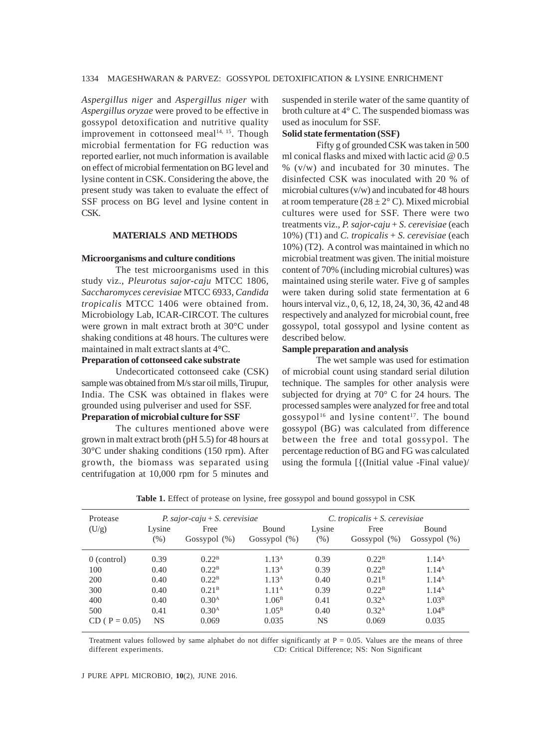*Aspergillus niger* and *Aspergillus niger* with *Aspergillus oryzae* were proved to be effective in gossypol detoxification and nutritive quality improvement in cottonseed meal[14, 15]. Though microbial fermentation for FG reduction was reported earlier, not much information is available on effect of microbial fermentation on BG level and lysine content in CSK. Considering the above, the present study was taken to evaluate the effect of SSF process on BG level and lysine content in CSK.

## MATERIALS AND METHODS

### Microorganisms and culture conditions

The test microorganisms used in this study viz., *Pleurotus sajor-caju* MTCC 1806, *Saccharomyces cerevisiae* MTCC 6933, *Candida tropicalis* MTCC 1406 were obtained from. Microbiology Lab, ICAR-CIRCOT. The cultures were grown in malt extract broth at 30°C under shaking conditions at 48 hours. The cultures were maintained in malt extract slants at 4°C.

### Preparation of cottonseed cake substrate

Undecorticated cottonseed cake (CSK) sample was obtained from M/s star oil mills, Tirupur, India. The CSK was obtained in flakes were grounded using pulveriser and used for SSF.

### Preparation of microbial culture for SSF

The cultures mentioned above were grown in malt extract broth (pH 5.5) for 48 hours at 30°C under shaking conditions (150 rpm). After growth, the biomass was separated using centrifugation at 10,000 rpm for 5 minutes and suspended in sterile water of the same quantity of broth culture at 4° C. The suspended biomass was used as inoculum for SSF.

### Solid state fermentation (SSF)

Fifty g of grounded CSK was taken in 500 ml conical flasks and mixed with lactic acid @ 0.5 % (v/w) and incubated for 30 minutes. The disinfected CSK was inoculated with 20 % of microbial cultures (v/w) and incubated for 48 hours at room temperature ($28 \pm 2°$ C). Mixed microbial cultures were used for SSF. There were two treatments viz., *P. sajor-caju* + *S. cerevisiae* (each 10%) (T1) and *C. tropicalis* + *S. cerevisiae* (each 10%) (T2). A control was maintained in which no microbial treatment was given. The initial moisture content of 70% (including microbial cultures) was maintained using sterile water. Five g of samples were taken during solid state fermentation at 6 hours interval viz., 0, 6, 12, 18, 24, 30, 36, 42 and 48 respectively and analyzed for microbial count, free gossypol, total gossypol and lysine content as described below.

### Sample preparation and analysis

The wet sample was used for estimation of microbial count using standard serial dilution technique. The samples for other analysis were subjected for drying at 70° C for 24 hours. The processed samples were analyzed for free and total gossypol[16] and lysine content[17]. The bound gossypol (BG) was calculated from difference between the free and total gossypol. The percentage reduction of BG and FG was calculated using the formula [{(Initial value -Final value)/

**Table 1.** Effect of protease on lysine, free gossypol and bound gossypol in CSK

| Protease (U/g) | *P. sajor-caju* + *S. cerevisiae* | | | *C. tropicalis* + *S. cerevisiae* | | |
|---|---|---|---|---|---|---|
| | Lysine (%) | Free Gossypol (%) | Bound Gossypol (%) | Lysine (%) | Free Gossypol (%) | Bound Gossypol (%) |
| 0 (control) | 0.39 | $0.22^{B}$ | $1.13^{A}$ | 0.39 | $0.22^{B}$ | $1.14^{A}$ |
| 100 | 0.40 | $0.22^{B}$ | $1.13^{A}$ | 0.39 | $0.22^{B}$ | $1.14^{A}$ |
| 200 | 0.40 | $0.22^{B}$ | $1.13^{A}$ | 0.40 | $0.21^{B}$ | $1.14^{A}$ |
| 300 | 0.40 | $0.21^{B}$ | $1.11^{A}$ | 0.39 | $0.22^{B}$ | $1.14^{A}$ |
| 400 | 0.40 | $0.30^{A}$ | $1.06^{B}$ | 0.41 | $0.32^{A}$ | $1.03^{B}$ |
| 500 | 0.41 | $0.30^{A}$ | $1.05^{B}$ | 0.40 | $0.32^{A}$ | $1.04^{B}$ |
| CD ( $P = 0.05$) | NS | 0.069 | 0.035 | NS | 0.069 | 0.035 |

Treatment values followed by same alphabet do not differ significantly at $P = 0.05$. Values are the means of three different experiments. CD: Critical Difference; NS: Non Significant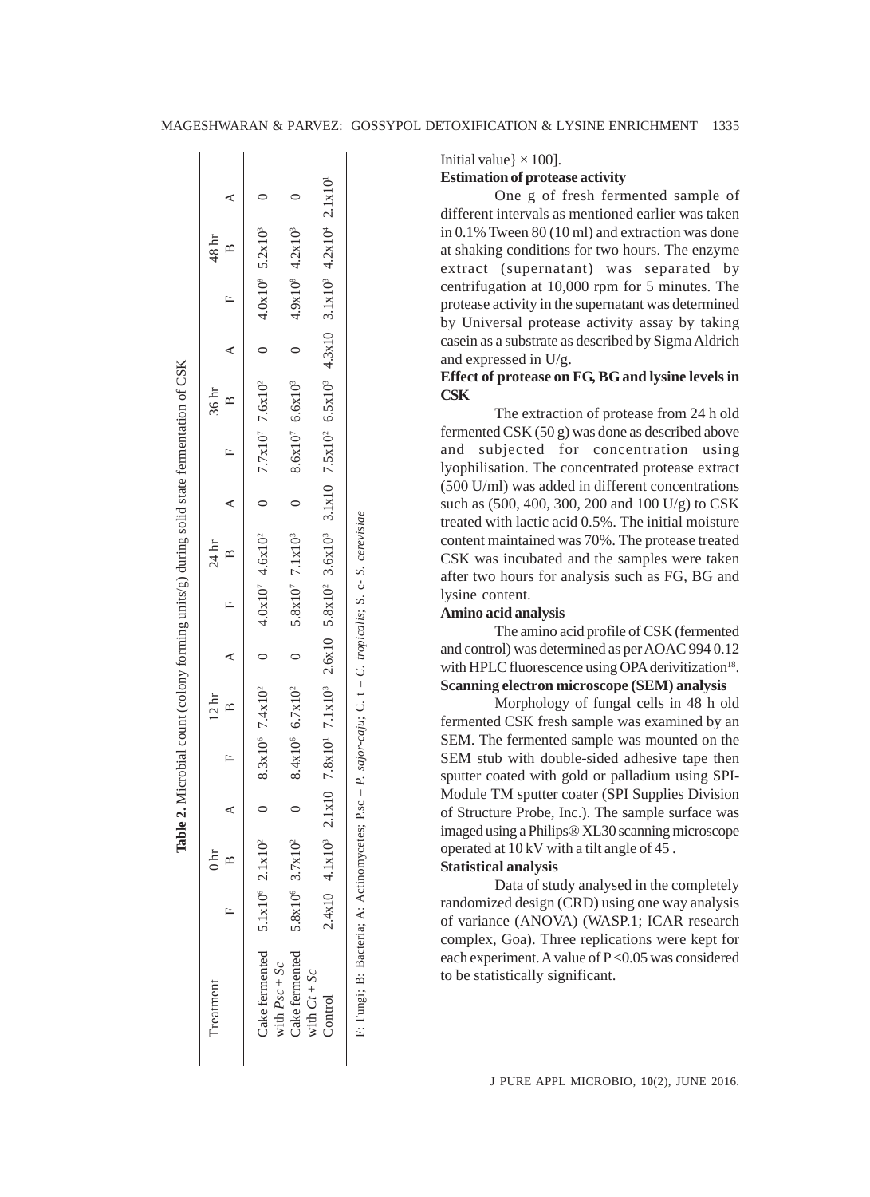**Table 2.** Microbial count (colony forming units/g) during solid state fermentation of CSK

| Treatment | 0 hr | | | 12 hr | | | 24 hr | | | 36 hr | | | 48 hr | | |
|---|---|---|---|---|---|---|---|---|---|---|---|---|---|---|---|
| | F | B | A | F | B | A | F | B | A | F | B | A | F | B | A |
| Cake fermented with *Psc + Sc* | $5.1 \times 10^6$ | $2.1 \times 10^2$ | 0 | $8.3 \times 10^6$ | $7.4 \times 10^2$ | 0 | $4.0 \times 10^7$ | $4.6 \times 10^2$ | 0 | $7.7 \times 10^7$ | $7.6 \times 10^2$ | 0 | $4.0 \times 10^8$ | $5.2 \times 10^3$ | 0 |
| Cake fermented with *Ct + Sc* | $5.8 \times 10^6$ | $3.7 \times 10^2$ | 0 | $8.4 \times 10^6$ | $6.7 \times 10^2$ | 0 | $5.8 \times 10^7$ | $7.1 \times 10^3$ | 0 | $8.6 \times 10^7$ | $6.6 \times 10^3$ | 0 | $4.9 \times 10^8$ | $4.2 \times 10^3$ | 0 |
| Control | 2.4x10 | $4.1 \times 10^3$ | 2.1x10 | $7.8 \times 10^1$ | $7.1 \times 10^3$ | 2.6x10 | $5.8 \times 10^2$ | $3.6 \times 10^3$ | 3.1x10 | $7.5 \times 10^2$ | $6.5 \times 10^3$ | 4.3x10 | $3.1 \times 10^3$ | $4.2 \times 10^4$ | $2.1 \times 10^1$ |

F: Fungi; B: Bacteria; A: Actinomycetes; P.sc – *P. sajor-caju*; C. t – *C. tropicallis*; S. c- *S. cerevisiae*

Initial value} × 100].

**Estimation of protease activity**

One g of fresh fermented sample of different intervals as mentioned earlier was taken in 0.1% Tween 80 (10 ml) and extraction was done at shaking conditions for two hours. The enzyme extract (supernatant) was separated by centrifugation at 10,000 rpm for 5 minutes. The protease activity in the supernatant was determined by Universal protease activity assay by taking casein as a substrate as described by Sigma Aldrich and expressed in U/g.

**Effect of protease on FG, BG and lysine levels in CSK**

The extraction of protease from 24 h old fermented CSK (50 g) was done as described above and subjected for concentration using lyophilisation. The concentrated protease extract (500 U/ml) was added in different concentrations such as (500, 400, 300, 200 and 100 U/g) to CSK treated with lactic acid 0.5%. The initial moisture content maintained was 70%. The protease treated CSK was incubated and the samples were taken after two hours for analysis such as FG, BG and lysine content.

**Amino acid analysis**

The amino acid profile of CSK (fermented and control) was determined as per AOAC 994 0.12 with HPLC fluorescence using OPA derivitization[18].

**Scanning electron microscope (SEM) analysis**

Morphology of fungal cells in 48 h old fermented CSK fresh sample was examined by an SEM. The fermented sample was mounted on the SEM stub with double-sided adhesive tape then sputter coated with gold or palladium using SPI-Module TM sputter coater (SPI Supplies Division of Structure Probe, Inc.). The sample surface was imaged using a Philips® XL30 scanning microscope operated at 10 kV with a tilt angle of 45 .

**Statistical analysis**

Data of study analysed in the completely randomized design (CRD) using one way analysis of variance (ANOVA) (WASP.1; ICAR research complex, Goa). Three replications were kept for each experiment. A value of P <0.05 was considered to be statistically significant.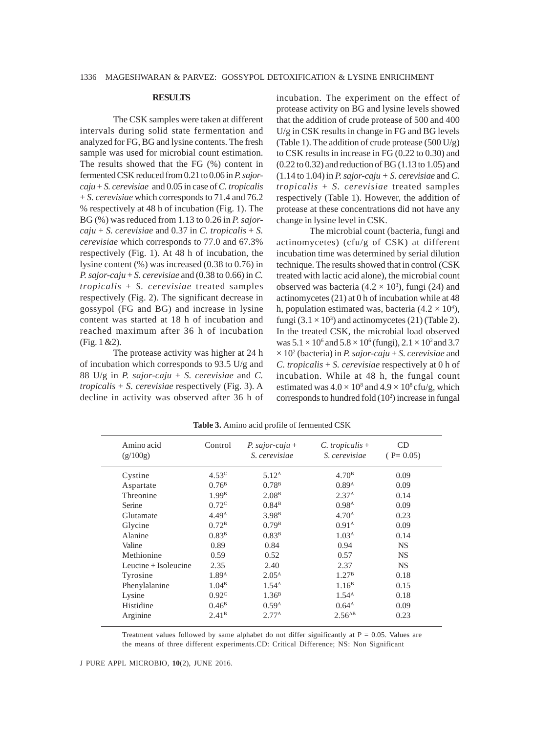## RESULTS

The CSK samples were taken at different intervals during solid state fermentation and analyzed for FG, BG and lysine contents. The fresh sample was used for microbial count estimation. The results showed that the FG (%) content in fermented CSK reduced from 0.21 to 0.06 in *P. sajor-caju* + *S. cerevisiae* and 0.05 in case of *C. tropicalis* + *S. cerevisiae* which corresponds to 71.4 and 76.2 % respectively at 48 h of incubation (Fig. 1). The BG (%) was reduced from 1.13 to 0.26 in *P. sajor-caju* + *S. cerevisiae* and 0.37 in *C. tropicalis* + *S. cerevisiae* which corresponds to 77.0 and 67.3% respectively (Fig. 1). At 48 h of incubation, the lysine content (%) was increased (0.38 to 0.76) in *P. sajor-caju* + *S. cerevisiae* and (0.38 to 0.66) in *C. tropicalis* + *S. cerevisiae* treated samples respectively (Fig. 2). The significant decrease in gossypol (FG and BG) and increase in lysine content was started at 18 h of incubation and reached maximum after 36 h of incubation (Fig. 1 &2).

The protease activity was higher at 24 h of incubation which corresponds to 93.5 U/g and 88 U/g in *P. sajor-caju* + *S. cerevisiae* and *C. tropicalis* + *S. cerevisiae* respectively (Fig. 3). A decline in activity was observed after 36 h of incubation. The experiment on the effect of protease activity on BG and lysine levels showed that the addition of crude protease of 500 and 400 U/g in CSK results in change in FG and BG levels (Table 1). The addition of crude protease (500 U/g) to CSK results in increase in FG (0.22 to 0.30) and (0.22 to 0.32) and reduction of BG (1.13 to 1.05) and (1.14 to 1.04) in *P. sajor-caju* + *S. cerevisiae* and *C. tropicalis* + *S. cerevisiae* treated samples respectively (Table 1). However, the addition of protease at these concentrations did not have any change in lysine level in CSK.

The microbial count (bacteria, fungi and actinomycetes) (cfu/g of CSK) at different incubation time was determined by serial dilution technique. The results showed that in control (CSK treated with lactic acid alone), the microbial count observed was bacteria ($4.2 \times 10^3$), fungi (24) and actinomycetes (21) at 0 h of incubation while at 48 h, population estimated was, bacteria ($4.2 \times 10^4$), fungi ($3.1 \times 10^3$) and actinomycetes (21) (Table 2). In the treated CSK, the microbial load observed was $5.1 \times 10^6$ and $5.8 \times 10^6$ (fungi), $2.1 \times 10^2$ and $3.7 \times 10^2$ (bacteria) in *P. sajor-caju* + *S. cerevisiae* and *C. tropicalis* + *S. cerevisiae* respectively at 0 h of incubation. While at 48 h, the fungal count estimated was $4.0 \times 10^8$ and $4.9 \times 10^8$ cfu/g, which corresponds to hundred fold ($10^2$) increase in fungal

**Table 3.** Amino acid profile of fermented CSK

| Amino acid (g/100g) | Control | *P. sajor-caju* + *S. cerevisiae* | *C. tropicalis* + *S. cerevisiae* | CD ( P= 0.05) |
|---|---|---|---|---|
| Cystine | $4.53^{C}$ | $5.12^{A}$ | $4.70^{B}$ | 0.09 |
| Aspartate | $0.76^{B}$ | $0.78^{B}$ | $0.89^{A}$ | 0.09 |
| Threonine | $1.99^{B}$ | $2.08^{B}$ | $2.37^{A}$ | 0.14 |
| Serine | $0.72^{C}$ | $0.84^{B}$ | $0.98^{A}$ | 0.09 |
| Glutamate | $4.49^{A}$ | $3.98^{B}$ | $4.70^{A}$ | 0.23 |
| Glycine | $0.72^{B}$ | $0.79^{B}$ | $0.91^{A}$ | 0.09 |
| Alanine | $0.83^{B}$ | $0.83^{B}$ | $1.03^{A}$ | 0.14 |
| Valine | 0.89 | 0.84 | 0.94 | NS |
| Methionine | 0.59 | 0.52 | 0.57 | NS |
| Leucine + Isoleucine | 2.35 | 2.40 | 2.37 | NS |
| Tyrosine | $1.89^{A}$ | $2.05^{A}$ | $1.27^{B}$ | 0.18 |
| Phenylalanine | $1.04^{B}$ | $1.54^{A}$ | $1.16^{B}$ | 0.15 |
| Lysine | $0.92^{C}$ | $1.36^{B}$ | $1.54^{A}$ | 0.18 |
| Histidine | $0.46^{B}$ | $0.59^{A}$ | $0.64^{A}$ | 0.09 |
| Arginine | $2.41^{B}$ | $2.77^{A}$ | $2.56^{AB}$ | 0.23 |

Treatment values followed by same alphabet do not differ significantly at P = 0.05. Values are the means of three different experiments.CD: Critical Difference; NS: Non Significant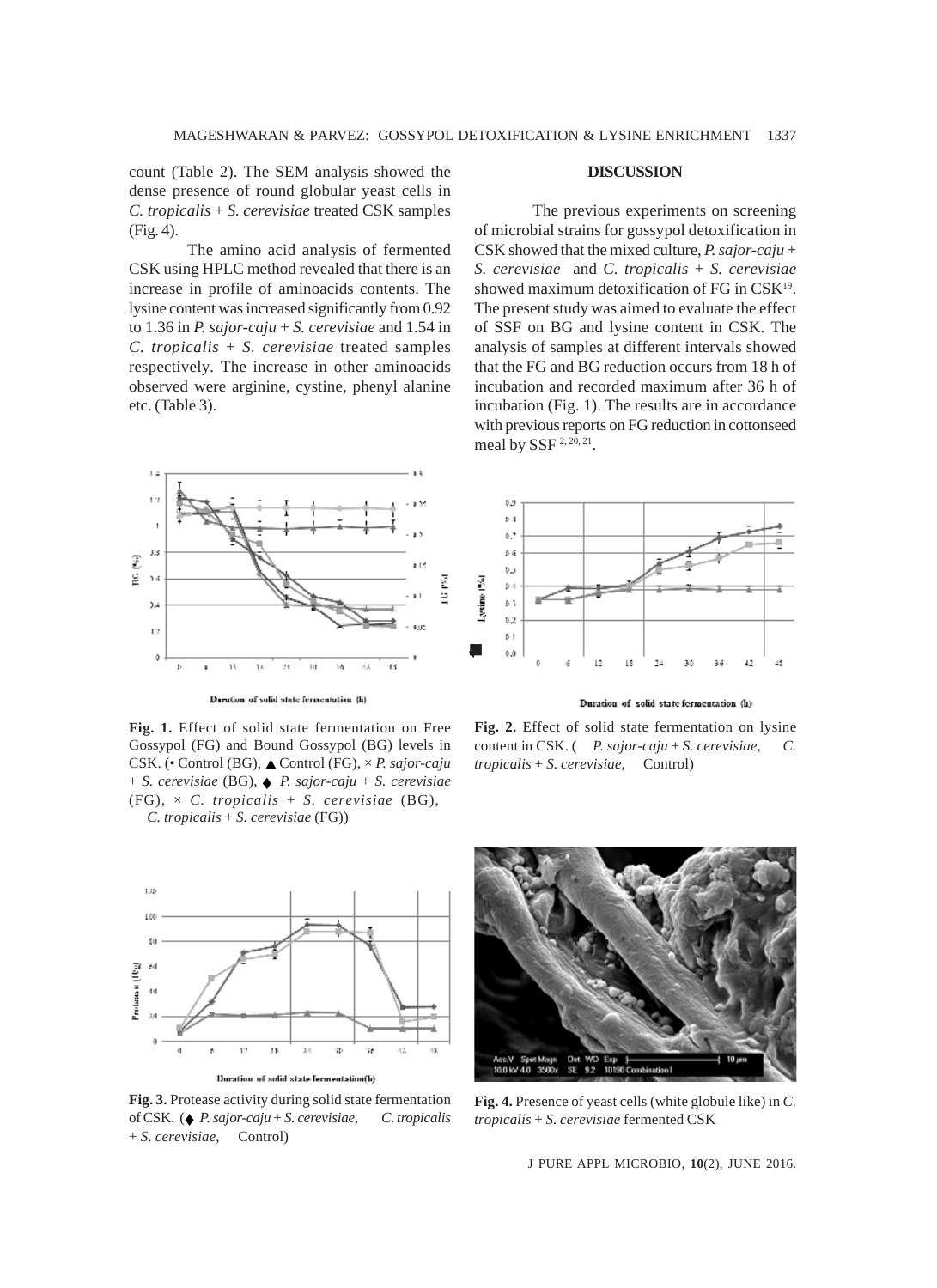count (Table 2). The SEM analysis showed the dense presence of round globular yeast cells in *C. tropicalis* + *S. cerevisiae* treated CSK samples (Fig. 4).

The amino acid analysis of fermented CSK using HPLC method revealed that there is an increase in profile of aminoacids contents. The lysine content was increased significantly from 0.92 to 1.36 in *P. sajor-caju* + *S. cerevisiae* and 1.54 in *C. tropicalis* + *S. cerevisiae* treated samples respectively. The increase in other aminoacids observed were arginine, cystine, phenyl alanine etc. (Table 3).

## DISCUSSION

The previous experiments on screening of microbial strains for gossypol detoxification in CSK showed that the mixed culture, *P. sajor-caju* + *S. cerevisiae* and *C. tropicalis* + *S. cerevisiae* showed maximum detoxification of FG in CSK[19]. The present study was aimed to evaluate the effect of SSF on BG and lysine content in CSK. The analysis of samples at different intervals showed that the FG and BG reduction occurs from 18 h of incubation and recorded maximum after 36 h of incubation (Fig. 1). The results are in accordance with previous reports on FG reduction in cottonseed meal by SSF [2, 20, 21].

**Fig. 1.** Effect of solid state fermentation on Free Gossypol (FG) and Bound Gossypol (BG) levels in CSK. (• Control (BG), ▲ Control (FG), × *P. sajor-caju* + *S. cerevisiae* (BG), ♦ *P. sajor-caju* + *S. cerevisiae* (FG), × *C. tropicalis* + *S. cerevisiae* (BG), *C. tropicalis* + *S. cerevisiae* (FG))

**Fig. 2.** Effect of solid state fermentation on lysine content in CSK. ( *P. sajor-caju* + *S. cerevisiae*, *C. tropicalis* + *S. cerevisiae*, Control)

**Fig. 3.** Protease activity during solid state fermentation of CSK. (♦ *P. sajor-caju* + *S. cerevisiae*, *C. tropicalis* + *S. cerevisiae*, Control)

**Fig. 4.** Presence of yeast cells (white globule like) in *C. tropicalis* + *S. cerevisiae* fermented CSK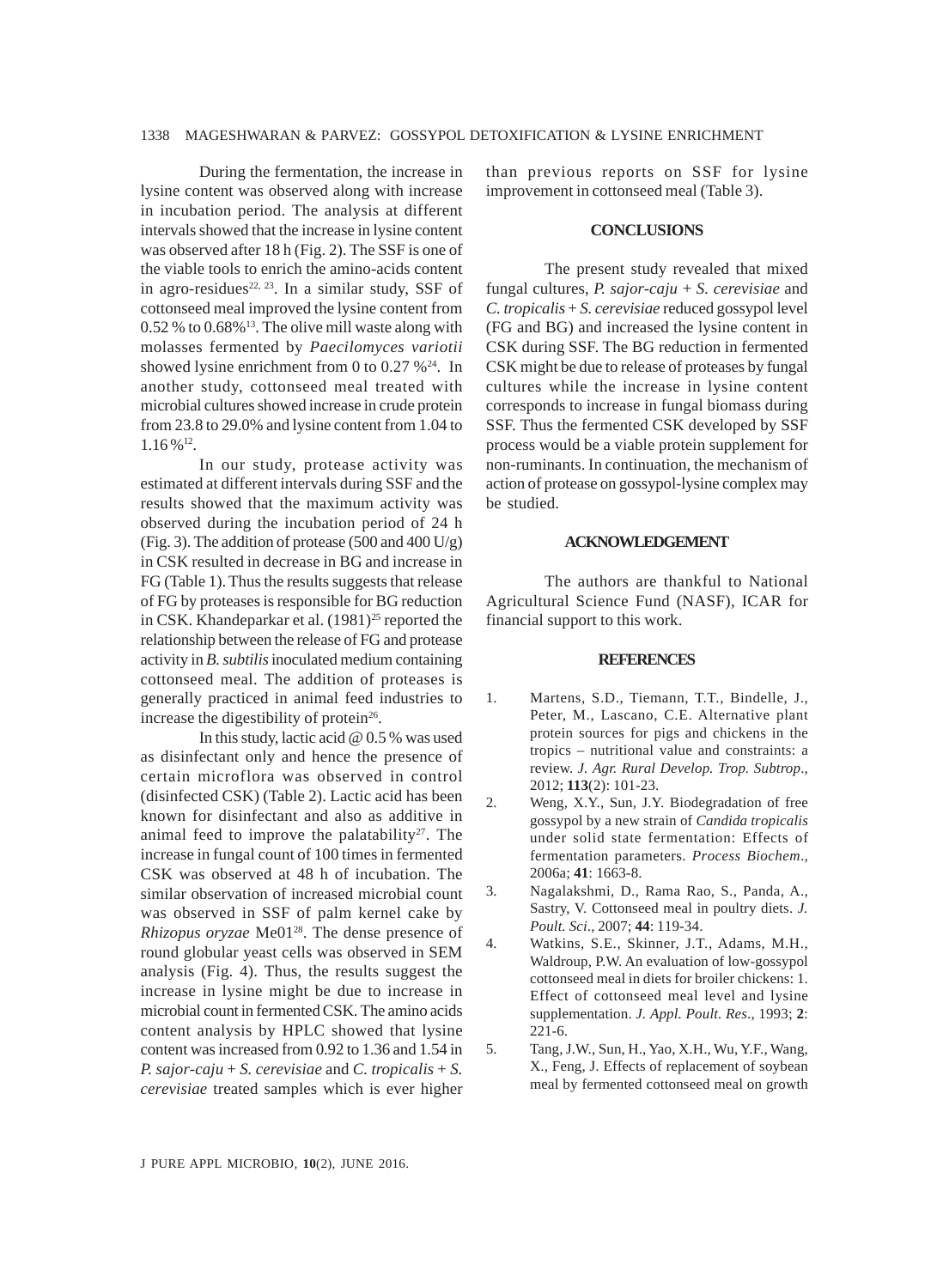During the fermentation, the increase in lysine content was observed along with increase in incubation period. The analysis at different intervals showed that the increase in lysine content was observed after 18 h (Fig. 2). The SSF is one of the viable tools to enrich the amino-acids content in agro-residues[22, 23]. In a similar study, SSF of cottonseed meal improved the lysine content from 0.52 % to 0.68%[13]. The olive mill waste along with molasses fermented by *Paecilomyces variotii* showed lysine enrichment from 0 to 0.27 %[24]. In another study, cottonseed meal treated with microbial cultures showed increase in crude protein from 23.8 to 29.0% and lysine content from 1.04 to 1.16 %[12].

In our study, protease activity was estimated at different intervals during SSF and the results showed that the maximum activity was observed during the incubation period of 24 h (Fig. 3). The addition of protease (500 and 400 U/g) in CSK resulted in decrease in BG and increase in FG (Table 1). Thus the results suggests that release of FG by proteases is responsible for BG reduction in CSK. Khandeparkar et al. (1981)[25] reported the relationship between the release of FG and protease activity in *B. subtilis* inoculated medium containing cottonseed meal. The addition of proteases is generally practiced in animal feed industries to increase the digestibility of protein[26].

In this study, lactic acid @ 0.5 % was used as disinfectant only and hence the presence of certain microflora was observed in control (disinfected CSK) (Table 2). Lactic acid has been known for disinfectant and also as additive in animal feed to improve the palatability[27]. The increase in fungal count of 100 times in fermented CSK was observed at 48 h of incubation. The similar observation of increased microbial count was observed in SSF of palm kernel cake by *Rhizopus oryzae* Me01[28]. The dense presence of round globular yeast cells was observed in SEM analysis (Fig. 4). Thus, the results suggest the increase in lysine might be due to increase in microbial count in fermented CSK. The amino acids content analysis by HPLC showed that lysine content was increased from 0.92 to 1.36 and 1.54 in *P. sajor-caju* + *S. cerevisiae* and *C. tropicalis* + *S. cerevisiae* treated samples which is ever higher than previous reports on SSF for lysine improvement in cottonseed meal (Table 3).

## CONCLUSIONS

The present study revealed that mixed fungal cultures, *P. sajor-caju* + *S. cerevisiae* and *C. tropicalis* + *S. cerevisiae* reduced gossypol level (FG and BG) and increased the lysine content in CSK during SSF. The BG reduction in fermented CSK might be due to release of proteases by fungal cultures while the increase in lysine content corresponds to increase in fungal biomass during SSF. Thus the fermented CSK developed by SSF process would be a viable protein supplement for non-ruminants. In continuation, the mechanism of action of protease on gossypol-lysine complex may be studied.

## ACKNOWLEDGEMENT

The authors are thankful to National Agricultural Science Fund (NASF), ICAR for financial support to this work.

## REFERENCES

1. Martens, S.D., Tiemann, T.T., Bindelle, J., Peter, M., Lascano, C.E. Alternative plant protein sources for pigs and chickens in the tropics – nutritional value and constraints: a review. *J. Agr. Rural Develop. Trop. Subtrop*., 2012; **113**(2): 101-23.
2. Weng, X.Y., Sun, J.Y. Biodegradation of free gossypol by a new strain of *Candida tropicalis* under solid state fermentation: Effects of fermentation parameters. *Process Biochem*., 2006a; **41**: 1663-8.
3. Nagalakshmi, D., Rama Rao, S., Panda, A., Sastry, V. Cottonseed meal in poultry diets. *J. Poult. Sci*., 2007; **44**: 119-34.
4. Watkins, S.E., Skinner, J.T., Adams, M.H., Waldroup, P.W. An evaluation of low-gossypol cottonseed meal in diets for broiler chickens: 1. Effect of cottonseed meal level and lysine supplementation. *J. Appl. Poult. Res*., 1993; **2**: 221-6.
5. Tang, J.W., Sun, H., Yao, X.H., Wu, Y.F., Wang, X., Feng, J. Effects of replacement of soybean meal by fermented cottonseed meal on growth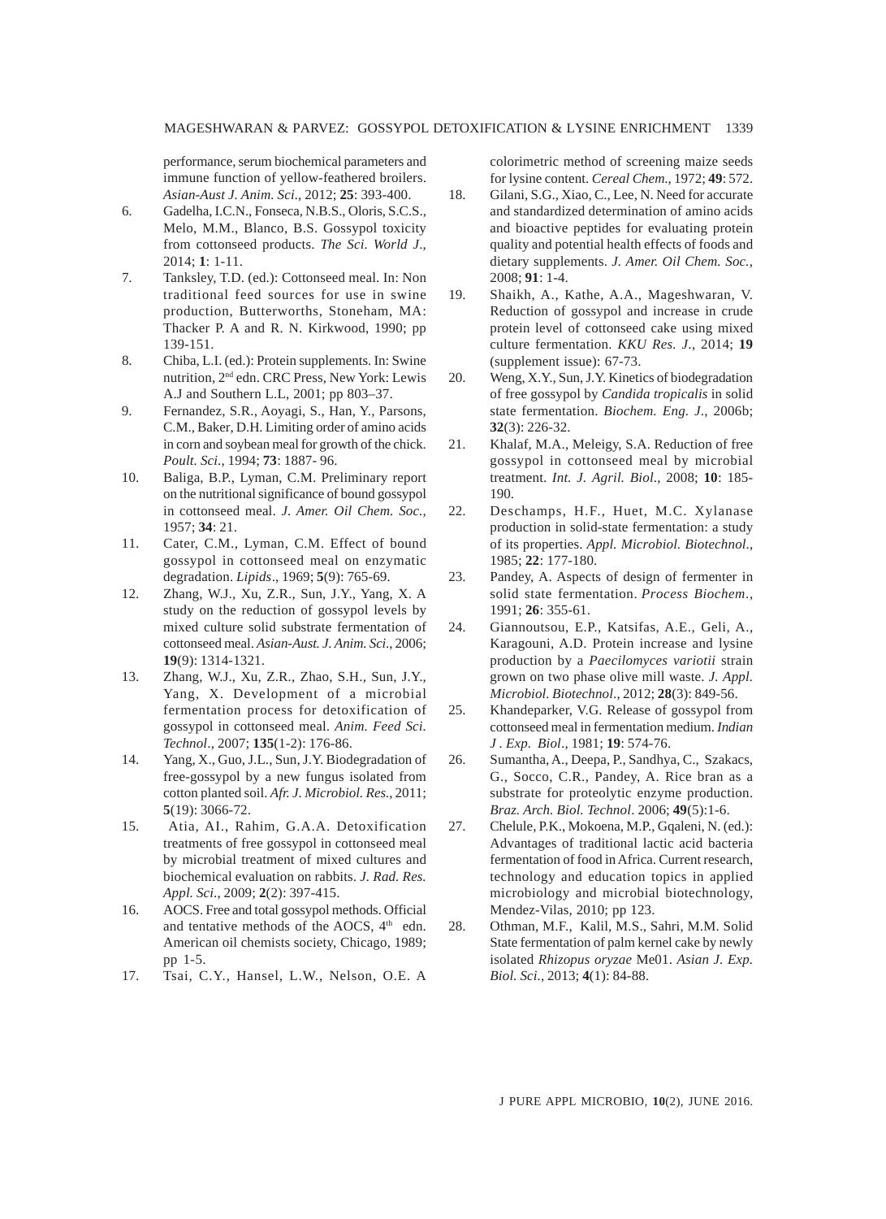performance, serum biochemical parameters and immune function of yellow-feathered broilers. *Asian-Aust J. Anim. Sci.*, 2012; **25**: 393-400.

6. Gadelha, I.C.N., Fonseca, N.B.S., Oloris, S.C.S., Melo, M.M., Blanco, B.S. Gossypol toxicity from cottonseed products. *The Sci. World J*., 2014; **1**: 1-11.
7. Tanksley, T.D. (ed.): Cottonseed meal. In: Non traditional feed sources for use in swine production, Butterworths, Stoneham, MA: Thacker P. A and R. N. Kirkwood, 1990; pp 139-151.
8. Chiba, L.I. (ed.): Protein supplements. In: Swine nutrition, 2nd edn. CRC Press, New York: Lewis A.J and Southern L.L, 2001; pp 803–37.
9. Fernandez, S.R., Aoyagi, S., Han, Y., Parsons, C.M., Baker, D.H. Limiting order of amino acids in corn and soybean meal for growth of the chick. *Poult. Sci.*, 1994; **73**: 1887- 96.
10. Baliga, B.P., Lyman, C.M. Preliminary report on the nutritional significance of bound gossypol in cottonseed meal. *J. Amer. Oil Chem. Soc.,* 1957; **34**: 21.
11. Cater, C.M., Lyman, C.M. Effect of bound gossypol in cottonseed meal on enzymatic degradation. *Lipids*., 1969; **5**(9): 765-69.
12. Zhang, W.J., Xu, Z.R., Sun, J.Y., Yang, X. A study on the reduction of gossypol levels by mixed culture solid substrate fermentation of cottonseed meal. *Asian-Aust. J. Anim. Sci*., 2006; **19**(9): 1314-1321.
13. Zhang, W.J., Xu, Z.R., Zhao, S.H., Sun, J.Y., Yang, X. Development of a microbial fermentation process for detoxification of gossypol in cottonseed meal. *Anim. Feed Sci. Technol*., 2007; **135**(1-2): 176-86.
14. Yang, X., Guo, J.L., Sun, J.Y. Biodegradation of free-gossypol by a new fungus isolated from cotton planted soil. *Afr. J. Microbiol. Res.*, 2011; **5**(19): 3066-72.
15. Atia, AI., Rahim, G.A.A. Detoxification treatments of free gossypol in cottonseed meal by microbial treatment of mixed cultures and biochemical evaluation on rabbits. *J. Rad. Res. Appl. Sci*., 2009; **2**(2): 397-415.
16. AOCS. Free and total gossypol methods. Official and tentative methods of the AOCS, 4th edn. American oil chemists society, Chicago, 1989; pp 1-5.
17. Tsai, C.Y., Hansel, L.W., Nelson, O.E. A colorimetric method of screening maize seeds for lysine content. *Cereal Chem*., 1972; **49**: 572.
18. Gilani, S.G., Xiao, C., Lee, N. Need for accurate and standardized determination of amino acids and bioactive peptides for evaluating protein quality and potential health effects of foods and dietary supplements. *J. Amer. Oil Chem. Soc.*, 2008; **91**: 1-4.
19. Shaikh, A., Kathe, A.A., Mageshwaran, V. Reduction of gossypol and increase in crude protein level of cottonseed cake using mixed culture fermentation. *KKU Res. J*., 2014; **19** (supplement issue): 67-73.
20. Weng, X.Y., Sun, J.Y. Kinetics of biodegradation of free gossypol by *Candida tropicalis* in solid state fermentation. *Biochem. Eng. J*., 2006b; **32**(3): 226-32.
21. Khalaf, M.A., Meleigy, S.A. Reduction of free gossypol in cottonseed meal by microbial treatment. *Int. J. Agril. Biol*., 2008; **10**: 185-190.
22. Deschamps, H.F., Huet, M.C. Xylanase production in solid-state fermentation: a study of its properties. *Appl. Microbiol. Biotechnol*., 1985; **22**: 177-180.
23. Pandey, A. Aspects of design of fermenter in solid state fermentation. *Process Biochem*., 1991; **26**: 355-61.
24. Giannoutsou, E.P., Katsifas, A.E., Geli, A., Karagouni, A.D. Protein increase and lysine production by a *Paecilomyces variotii* strain grown on two phase olive mill waste. *J. Appl. Microbiol. Biotechnol*., 2012; **28**(3): 849-56.
25. Khandeparker, V.G. Release of gossypol from cottonseed meal in fermentation medium. *Indian J . Exp. Biol*., 1981; **19**: 574-76.
26. Sumantha, A., Deepa, P., Sandhya, C., Szakacs, G., Socco, C.R., Pandey, A. Rice bran as a substrate for proteolytic enzyme production. *Braz. Arch. Biol. Technol*. 2006; **49**(5):1-6.
27. Chelule, P.K., Mokoena, M.P., Gqaleni, N. (ed.): Advantages of traditional lactic acid bacteria fermentation of food in Africa. Current research, technology and education topics in applied microbiology and microbial biotechnology, Mendez-Vilas, 2010; pp 123.
28. Othman, M.F., Kalil, M.S., Sahri, M.M. Solid State fermentation of palm kernel cake by newly isolated *Rhizopus oryzae* Me01. *Asian J. Exp. Biol. Sci.*, 2013; **4**(1): 84-88.